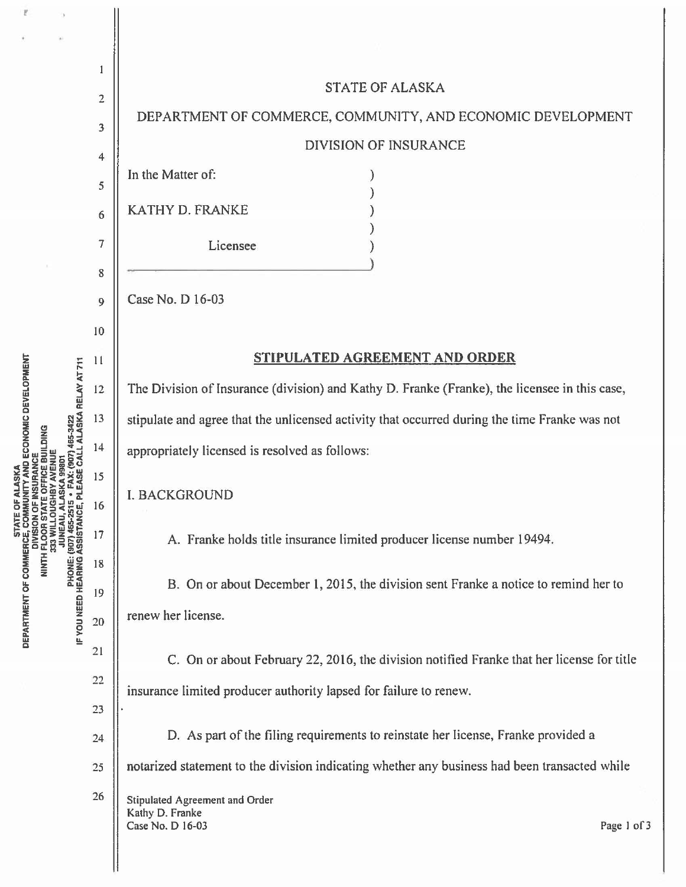STATE OF ALASKA

DEPARTMENT OF COMMERCE, COMMUNITY, AND ECONOMIC DEVELOPMENT

DIVISION OF INSURANCE

In the Matter of:

KATHY D. FRANKE

Licensee

Case No. D 16-03

## STIPULATED AGREEMENT AND ORDER

The Division of Insurance (division) and Kathy D. Franke (Franke), the licensee in this case, stipulate and agree that the unlicensed activity that occurred during the time Franke was not appropriately licensed is resolved as follows:

I. BACKGROUND

A. Franke holds title insurance limited producer license number 19494.

B. On or about December 1, 2015, the division sent Franke a notice to remind her to renew her license.

C. On or about February 22, 2016, the division notified Franke that her license for title insurance limited producer authority lapsed for failure to renew.

D. As part of the filing requirements to reinstate her license, Franke provided a notarized statement to the division indicating whether any business had been transacted while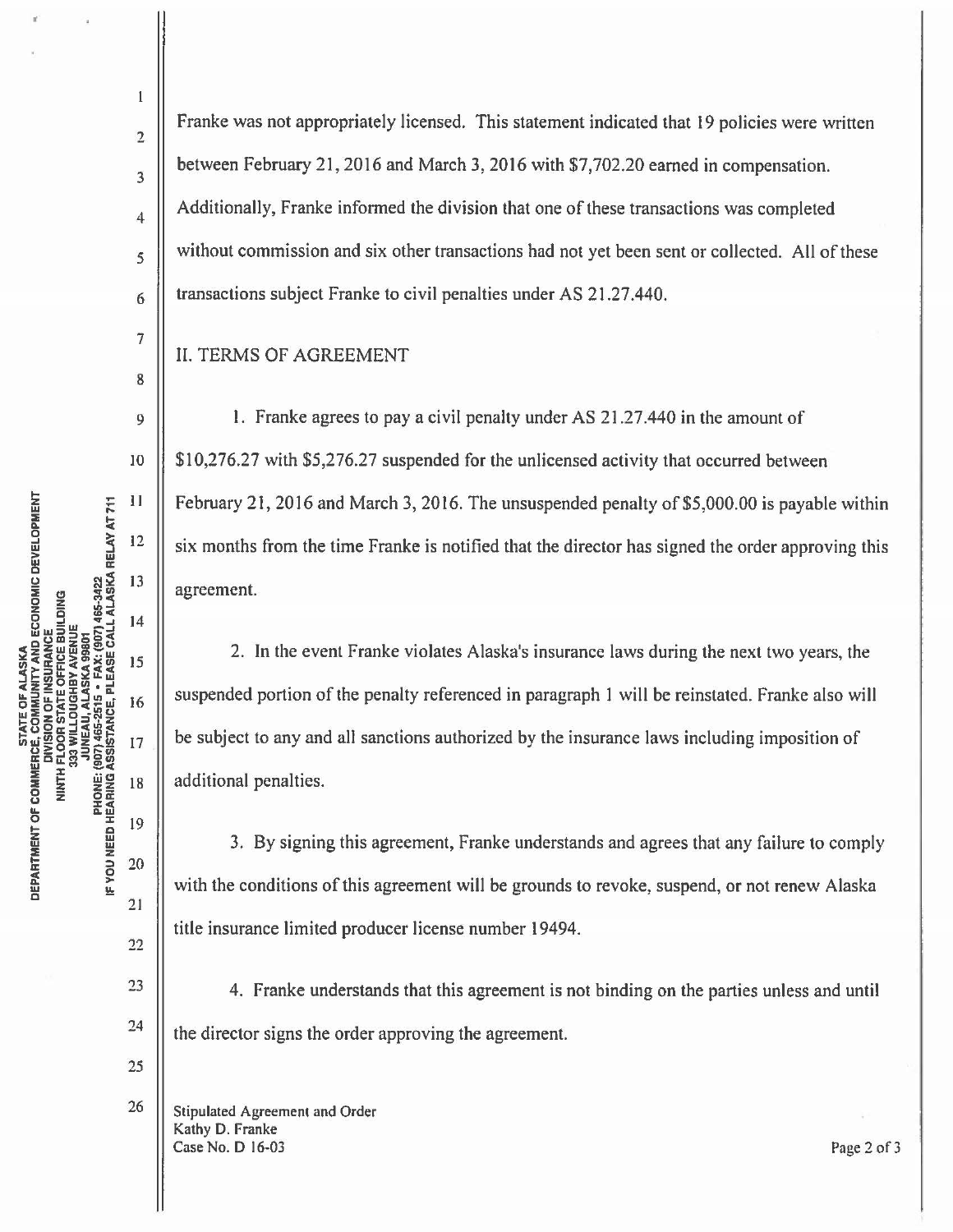Franke was not appropriately licensed. This statement indicated that 19 policies were written between February 21, 2016 and March 3, 2016 with $7,702.20 earned in compensation. Additionally, Franke informed the division that one of these transactions was completed without commission and six other transactions had not yet been sent or collected. All of these transactions subject Franke to civil penalties under AS 21.27.440.

## II. TERMS OF AGREEMENT

1. Franke agrees to pay a civil penalty under AS 21.27.440 in the amount of $10,276.27 with $5,276.27 suspended for the unlicensed activity that occurred between February 21, 2016 and March 3, 2016. The unsuspended penalty of $5,000.00 is payable within six months from the time Franke is notified that the director has signed the order approving this agreement.

2. In the event Franke violates Alaska's insurance laws during the next two years, the suspended portion of the penalty referenced in paragraph 1 will be reinstated. Franke also will be subject to any and all sanctions authorized by the insurance laws including imposition of additional penalties.

3. By signing this agreement, Franke understands and agrees that any failure to comply with the conditions of this agreement will be grounds to revoke, suspend, or not renew Alaska title insurance limited producer license number 19494.

4. Franke understands that this agreement is not binding on the parties unless and until the director signs the order approving the agreement.

Stipulated Agreement and Order
Kathy D. Franke
Case No. D 16-03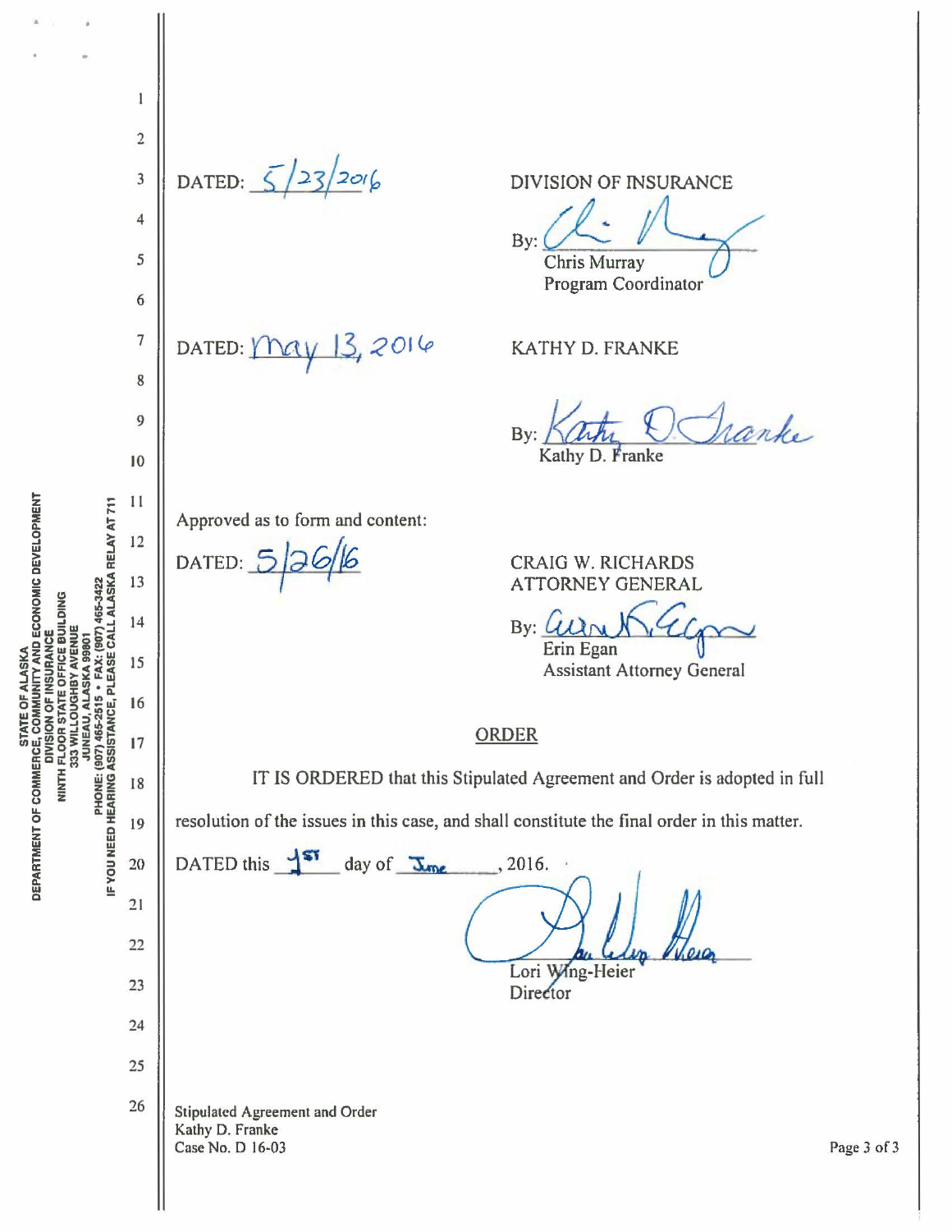DATED: 5/23/2016

DIVISION OF INSURANCE

By: ____________________
Chris Murray
Program Coordinator

DATED: May 13, 2016

KATHY D. FRANKE

By: ____________________
Kathy D. Franke

Approved as to form and content:

DATED: 5/26/16

CRAIG W. RICHARDS
ATTORNEY GENERAL

By: ____________________
Erin Egan
Assistant Attorney General

## ORDER

IT IS ORDERED that this Stipulated Agreement and Order is adopted in full resolution of the issues in this case, and shall constitute the final order in this matter.

DATED this 1st day of June, 2016.

____________________
Lori Wing-Heier
Director

Stipulated Agreement and Order
Kathy D. Franke
Case No. D 16-03